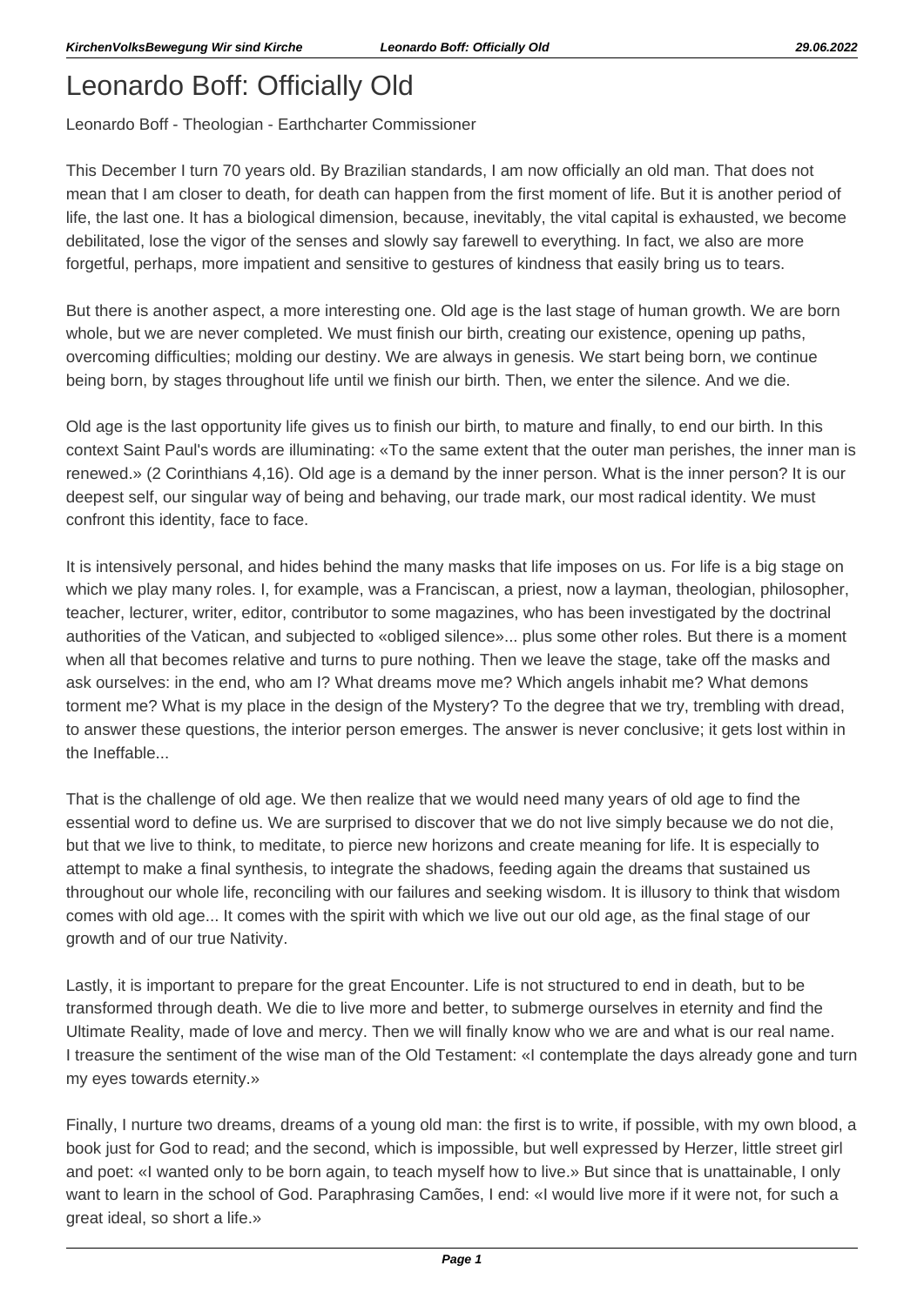# Leonardo Boff: Officially Old

Leonardo Boff - Theologian - Earthcharter Commissioner

This December I turn 70 years old. By Brazilian standards, I am now officially an old man. That does not mean that I am closer to death, for death can happen from the first moment of life. But it is another period of life, the last one. It has a biological dimension, because, inevitably, the vital capital is exhausted, we become debilitated, lose the vigor of the senses and slowly say farewell to everything. In fact, we also are more forgetful, perhaps, more impatient and sensitive to gestures of kindness that easily bring us to tears.

But there is another aspect, a more interesting one. Old age is the last stage of human growth. We are born whole, but we are never completed. We must finish our birth, creating our existence, opening up paths, overcoming difficulties; molding our destiny. We are always in genesis. We start being born, we continue being born, by stages throughout life until we finish our birth. Then, we enter the silence. And we die.

Old age is the last opportunity life gives us to finish our birth, to mature and finally, to end our birth. In this context Saint Paul's words are illuminating: «To the same extent that the outer man perishes, the inner man is renewed.» (2 Corinthians 4,16). Old age is a demand by the inner person. What is the inner person? It is our deepest self, our singular way of being and behaving, our trade mark, our most radical identity. We must confront this identity, face to face.

It is intensively personal, and hides behind the many masks that life imposes on us. For life is a big stage on which we play many roles. I, for example, was a Franciscan, a priest, now a layman, theologian, philosopher, teacher, lecturer, writer, editor, contributor to some magazines, who has been investigated by the doctrinal authorities of the Vatican, and subjected to «obliged silence»... plus some other roles. But there is a moment when all that becomes relative and turns to pure nothing. Then we leave the stage, take off the masks and ask ourselves: in the end, who am I? What dreams move me? Which angels inhabit me? What demons torment me? What is my place in the design of the Mystery? To the degree that we try, trembling with dread, to answer these questions, the interior person emerges. The answer is never conclusive; it gets lost within in the Ineffable...

That is the challenge of old age. We then realize that we would need many years of old age to find the essential word to define us. We are surprised to discover that we do not live simply because we do not die, but that we live to think, to meditate, to pierce new horizons and create meaning for life. It is especially to attempt to make a final synthesis, to integrate the shadows, feeding again the dreams that sustained us throughout our whole life, reconciling with our failures and seeking wisdom. It is illusory to think that wisdom comes with old age... It comes with the spirit with which we live out our old age, as the final stage of our growth and of our true Nativity.

Lastly, it is important to prepare for the great Encounter. Life is not structured to end in death, but to be transformed through death. We die to live more and better, to submerge ourselves in eternity and find the Ultimate Reality, made of love and mercy. Then we will finally know who we are and what is our real name. I treasure the sentiment of the wise man of the Old Testament: «I contemplate the days already gone and turn my eyes towards eternity.»

Finally, I nurture two dreams, dreams of a young old man: the first is to write, if possible, with my own blood, a book just for God to read; and the second, which is impossible, but well expressed by Herzer, little street girl and poet: «I wanted only to be born again, to teach myself how to live.» But since that is unattainable, I only want to learn in the school of God. Paraphrasing Camões, I end: «I would live more if it were not, for such a great ideal, so short a life.»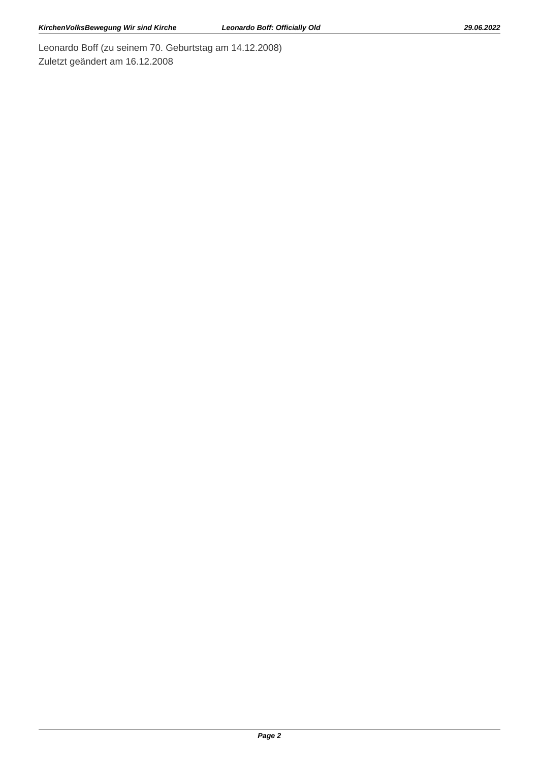Leonardo Boff (zu seinem 70. Geburtstag am 14.12.2008)
Zuletzt geändert am 16.12.2008